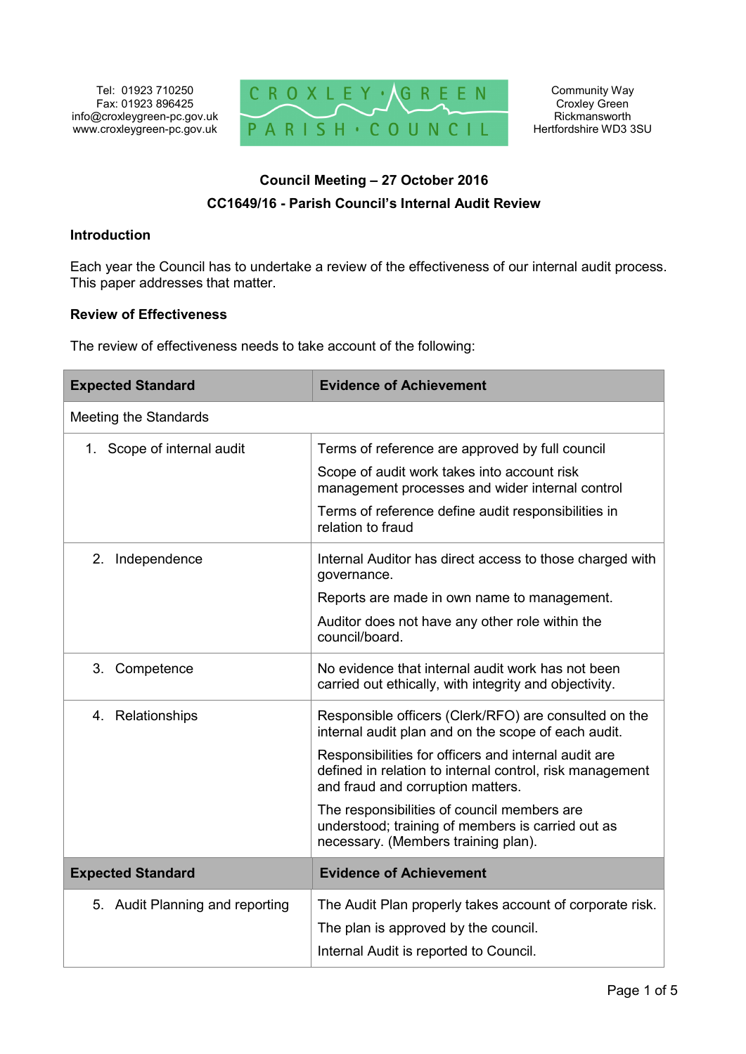Tel: 01923 710250
Fax: 01923 896425
info@croxleygreen-pc.gov.uk
www.croxleygreen-pc.gov.uk

CROXLEY GREEN PARISH COUNCIL

Community Way
Croxley Green
Rickmansworth
Hertfordshire WD3 3SU

## Council Meeting – 27 October 2016

## CC1649/16 - Parish Council's Internal Audit Review

### Introduction

Each year the Council has to undertake a review of the effectiveness of our internal audit process. This paper addresses that matter.

### Review of Effectiveness

The review of effectiveness needs to take account of the following:

| Expected Standard | Evidence of Achievement |
|---|---|
| Meeting the Standards | |
| 1. Scope of internal audit | Terms of reference are approved by full council<br>Scope of audit work takes into account risk management processes and wider internal control<br>Terms of reference define audit responsibilities in relation to fraud |
| 2. Independence | Internal Auditor has direct access to those charged with governance.<br>Reports are made in own name to management.<br>Auditor does not have any other role within the council/board. |
| 3. Competence | No evidence that internal audit work has not been carried out ethically, with integrity and objectivity. |
| 4. Relationships | Responsible officers (Clerk/RFO) are consulted on the internal audit plan and on the scope of each audit.<br>Responsibilities for officers and internal audit are defined in relation to internal control, risk management and fraud and corruption matters.<br>The responsibilities of council members are understood; training of members is carried out as necessary. (Members training plan). |
| **Expected Standard** | **Evidence of Achievement** |
| 5. Audit Planning and reporting | The Audit Plan properly takes account of corporate risk.<br>The plan is approved by the council.<br>Internal Audit is reported to Council. |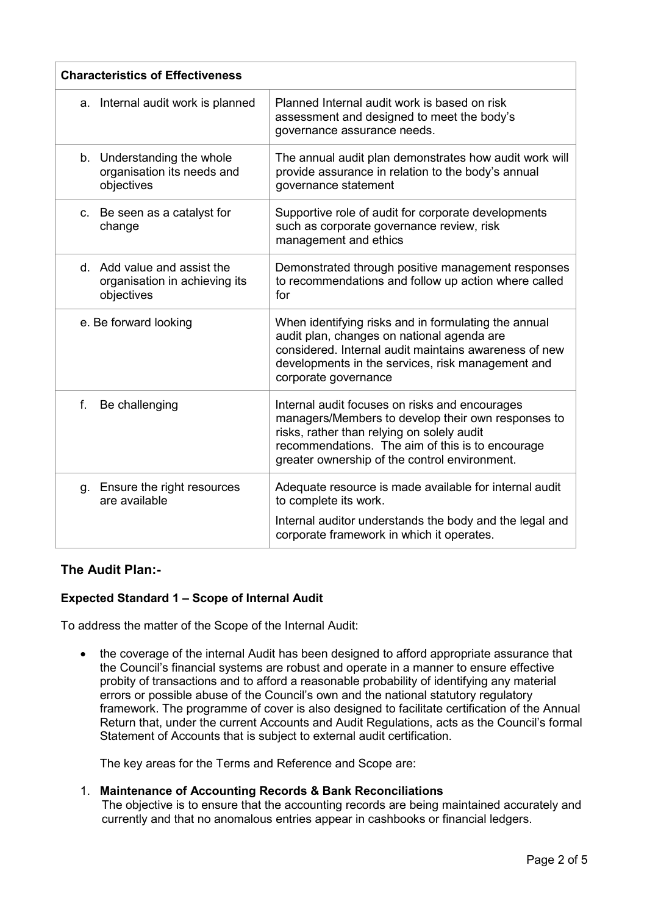| Characteristics of Effectiveness | |
|---|---|
| a. Internal audit work is planned | Planned Internal audit work is based on risk assessment and designed to meet the body's governance assurance needs. |
| b. Understanding the whole organisation its needs and objectives | The annual audit plan demonstrates how audit work will provide assurance in relation to the body's annual governance statement |
| c. Be seen as a catalyst for change | Supportive role of audit for corporate developments such as corporate governance review, risk management and ethics |
| d. Add value and assist the organisation in achieving its objectives | Demonstrated through positive management responses to recommendations and follow up action where called for |
| e. Be forward looking | When identifying risks and in formulating the annual audit plan, changes on national agenda are considered. Internal audit maintains awareness of new developments in the services, risk management and corporate governance |
| f. Be challenging | Internal audit focuses on risks and encourages managers/Members to develop their own responses to risks, rather than relying on solely audit recommendations. The aim of this is to encourage greater ownership of the control environment. |
| g. Ensure the right resources are available | Adequate resource is made available for internal audit to complete its work.<br>Internal auditor understands the body and the legal and corporate framework in which it operates. |

## The Audit Plan:-

### Expected Standard 1 – Scope of Internal Audit

To address the matter of the Scope of the Internal Audit:

- the coverage of the internal Audit has been designed to afford appropriate assurance that the Council's financial systems are robust and operate in a manner to ensure effective probity of transactions and to afford a reasonable probability of identifying any material errors or possible abuse of the Council's own and the national statutory regulatory framework. The programme of cover is also designed to facilitate certification of the Annual Return that, under the current Accounts and Audit Regulations, acts as the Council's formal Statement of Accounts that is subject to external audit certification.

  The key areas for the Terms and Reference and Scope are:

1. **Maintenance of Accounting Records & Bank Reconciliations**
   The objective is to ensure that the accounting records are being maintained accurately and currently and that no anomalous entries appear in cashbooks or financial ledgers.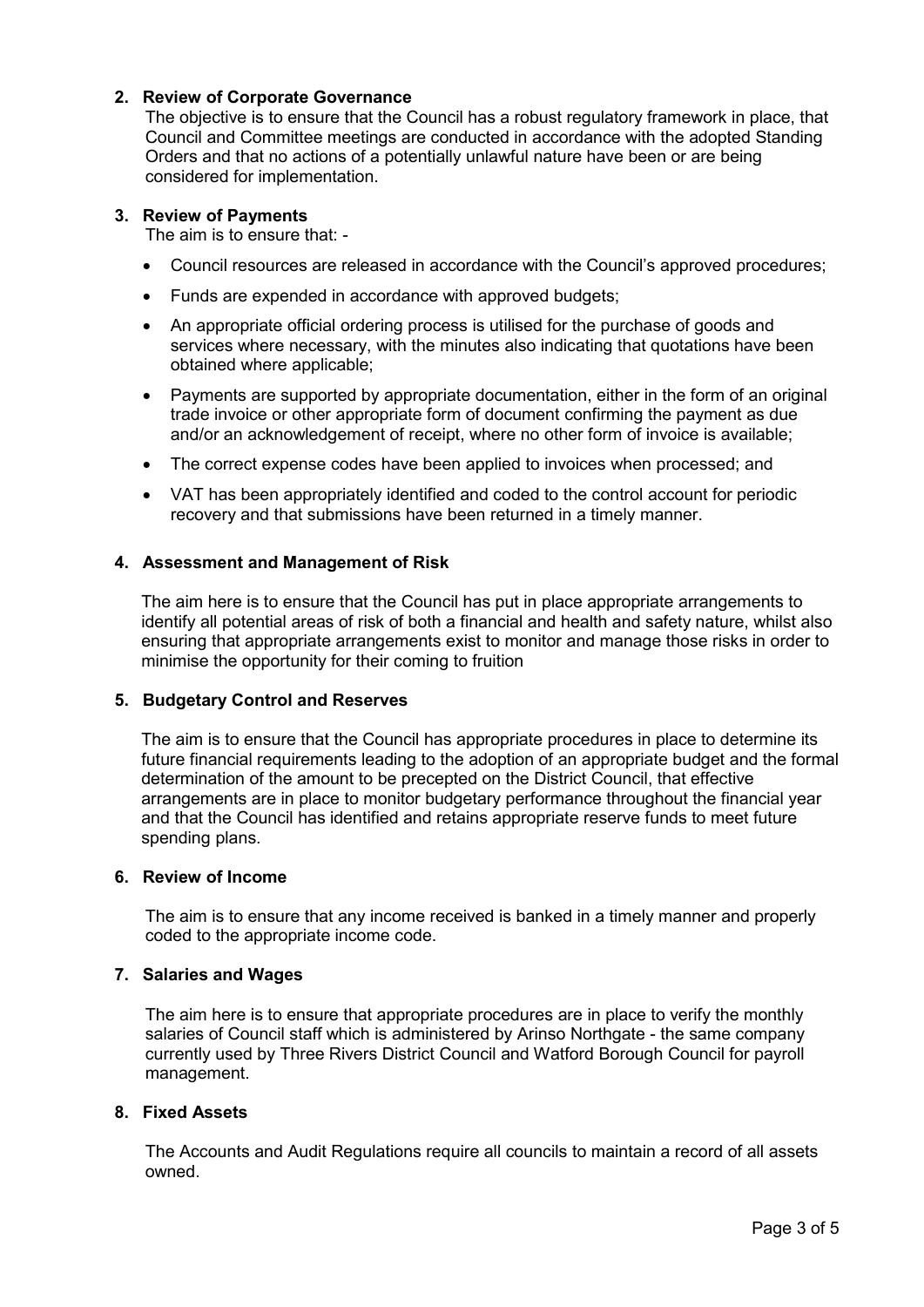2. **Review of Corporate Governance**

   The objective is to ensure that the Council has a robust regulatory framework in place, that Council and Committee meetings are conducted in accordance with the adopted Standing Orders and that no actions of a potentially unlawful nature have been or are being considered for implementation.

3. **Review of Payments**

   The aim is to ensure that: -

   - Council resources are released in accordance with the Council's approved procedures;
   - Funds are expended in accordance with approved budgets;
   - An appropriate official ordering process is utilised for the purchase of goods and services where necessary, with the minutes also indicating that quotations have been obtained where applicable;
   - Payments are supported by appropriate documentation, either in the form of an original trade invoice or other appropriate form of document confirming the payment as due and/or an acknowledgement of receipt, where no other form of invoice is available;
   - The correct expense codes have been applied to invoices when processed; and
   - VAT has been appropriately identified and coded to the control account for periodic recovery and that submissions have been returned in a timely manner.

4. **Assessment and Management of Risk**

   The aim here is to ensure that the Council has put in place appropriate arrangements to identify all potential areas of risk of both a financial and health and safety nature, whilst also ensuring that appropriate arrangements exist to monitor and manage those risks in order to minimise the opportunity for their coming to fruition

5. **Budgetary Control and Reserves**

   The aim is to ensure that the Council has appropriate procedures in place to determine its future financial requirements leading to the adoption of an appropriate budget and the formal determination of the amount to be precepted on the District Council, that effective arrangements are in place to monitor budgetary performance throughout the financial year and that the Council has identified and retains appropriate reserve funds to meet future spending plans.

6. **Review of Income**

   The aim is to ensure that any income received is banked in a timely manner and properly coded to the appropriate income code.

7. **Salaries and Wages**

   The aim here is to ensure that appropriate procedures are in place to verify the monthly salaries of Council staff which is administered by Arinso Northgate - the same company currently used by Three Rivers District Council and Watford Borough Council for payroll management.

8. **Fixed Assets**

   The Accounts and Audit Regulations require all councils to maintain a record of all assets owned.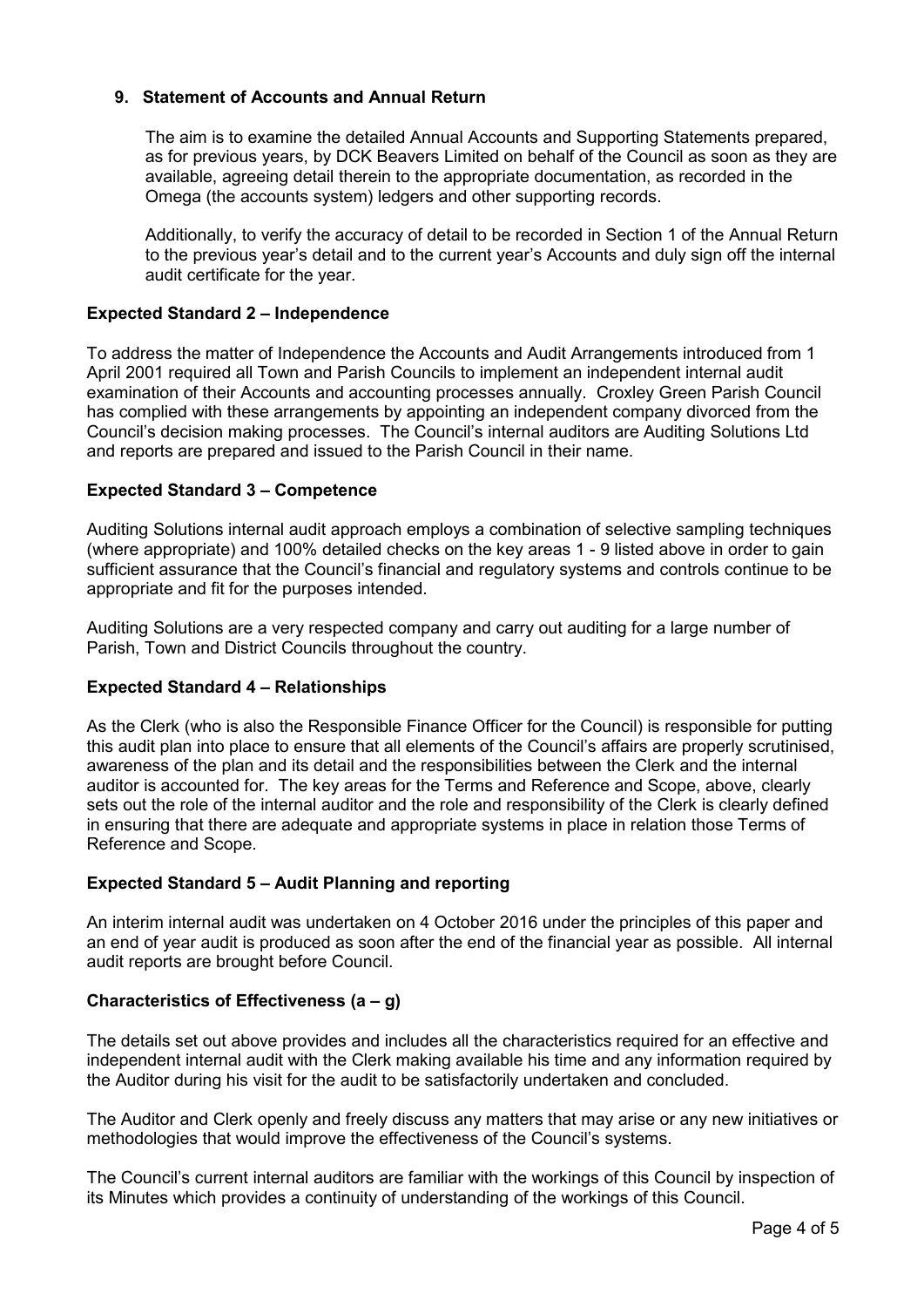**9. Statement of Accounts and Annual Return**

The aim is to examine the detailed Annual Accounts and Supporting Statements prepared, as for previous years, by DCK Beavers Limited on behalf of the Council as soon as they are available, agreeing detail therein to the appropriate documentation, as recorded in the Omega (the accounts system) ledgers and other supporting records.

Additionally, to verify the accuracy of detail to be recorded in Section 1 of the Annual Return to the previous year's detail and to the current year's Accounts and duly sign off the internal audit certificate for the year.

**Expected Standard 2 – Independence**

To address the matter of Independence the Accounts and Audit Arrangements introduced from 1 April 2001 required all Town and Parish Councils to implement an independent internal audit examination of their Accounts and accounting processes annually. Croxley Green Parish Council has complied with these arrangements by appointing an independent company divorced from the Council's decision making processes. The Council's internal auditors are Auditing Solutions Ltd and reports are prepared and issued to the Parish Council in their name.

**Expected Standard 3 – Competence**

Auditing Solutions internal audit approach employs a combination of selective sampling techniques (where appropriate) and 100% detailed checks on the key areas 1 - 9 listed above in order to gain sufficient assurance that the Council's financial and regulatory systems and controls continue to be appropriate and fit for the purposes intended.

Auditing Solutions are a very respected company and carry out auditing for a large number of Parish, Town and District Councils throughout the country.

**Expected Standard 4 – Relationships**

As the Clerk (who is also the Responsible Finance Officer for the Council) is responsible for putting this audit plan into place to ensure that all elements of the Council's affairs are properly scrutinised, awareness of the plan and its detail and the responsibilities between the Clerk and the internal auditor is accounted for. The key areas for the Terms and Reference and Scope, above, clearly sets out the role of the internal auditor and the role and responsibility of the Clerk is clearly defined in ensuring that there are adequate and appropriate systems in place in relation those Terms of Reference and Scope.

**Expected Standard 5 – Audit Planning and reporting**

An interim internal audit was undertaken on 4 October 2016 under the principles of this paper and an end of year audit is produced as soon after the end of the financial year as possible. All internal audit reports are brought before Council.

**Characteristics of Effectiveness (a – g)**

The details set out above provides and includes all the characteristics required for an effective and independent internal audit with the Clerk making available his time and any information required by the Auditor during his visit for the audit to be satisfactorily undertaken and concluded.

The Auditor and Clerk openly and freely discuss any matters that may arise or any new initiatives or methodologies that would improve the effectiveness of the Council's systems.

The Council's current internal auditors are familiar with the workings of this Council by inspection of its Minutes which provides a continuity of understanding of the workings of this Council.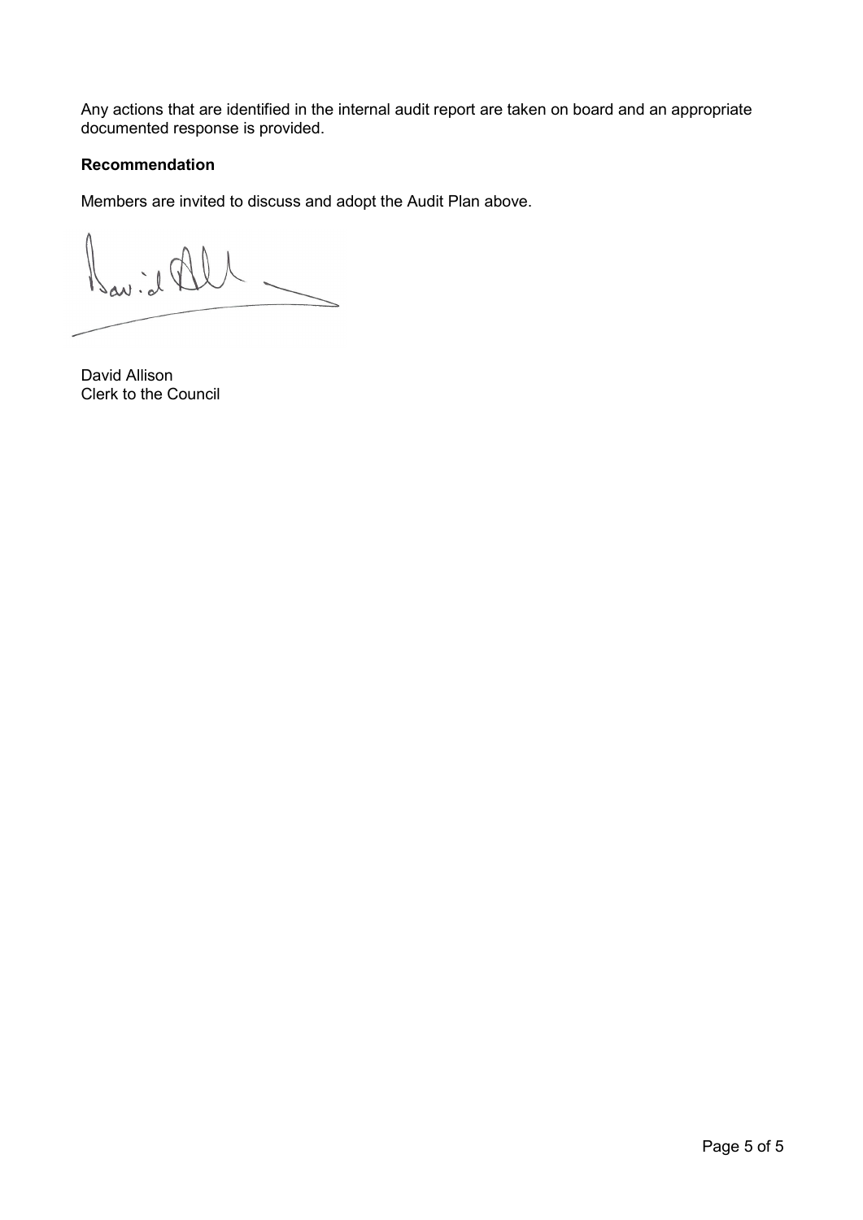Any actions that are identified in the internal audit report are taken on board and an appropriate documented response is provided.

**Recommendation**

Members are invited to discuss and adopt the Audit Plan above.

David Allison
Clerk to the Council